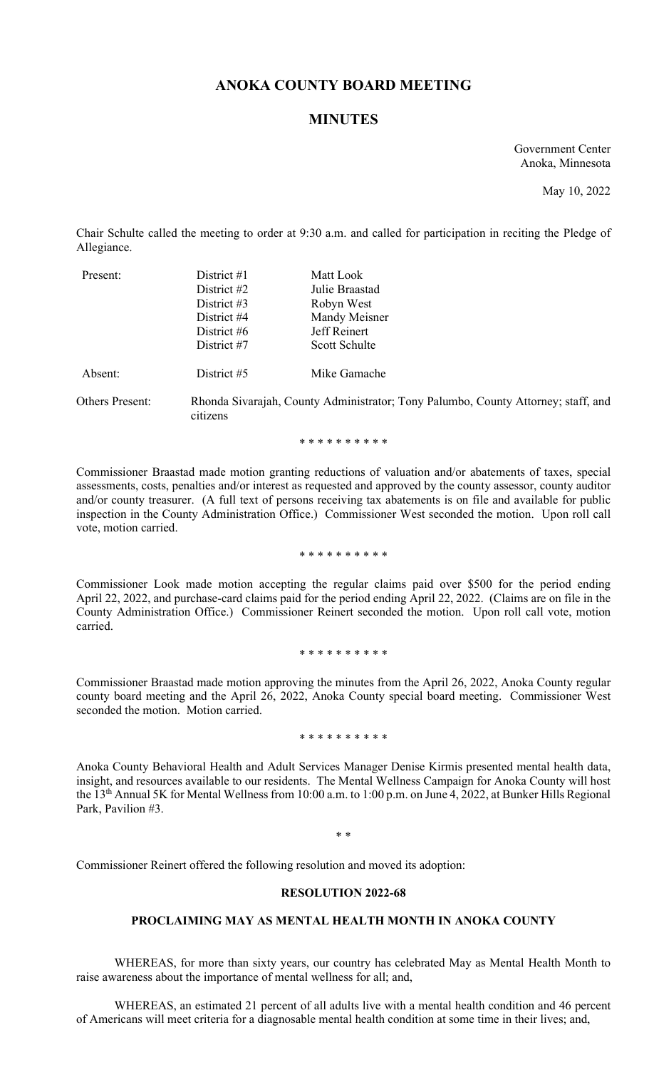# ANOKA COUNTY BOARD MEETING

## MINUTES

Government Center
Anoka, Minnesota

May 10, 2022

Chair Schulte called the meeting to order at 9:30 a.m. and called for participation in reciting the Pledge of Allegiance.

| | | |
|---|---|---|
| Present: | District #1 | Matt Look |
| | District #2 | Julie Braastad |
| | District #3 | Robyn West |
| | District #4 | Mandy Meisner |
| | District #6 | Jeff Reinert |
| | District #7 | Scott Schulte |
| Absent: | District #5 | Mike Gamache |

Others Present: Rhonda Sivarajah, County Administrator; Tony Palumbo, County Attorney; staff, and citizens

\* \* \* \* \* \* \* \* \* \*

Commissioner Braastad made motion granting reductions of valuation and/or abatements of taxes, special assessments, costs, penalties and/or interest as requested and approved by the county assessor, county auditor and/or county treasurer. (A full text of persons receiving tax abatements is on file and available for public inspection in the County Administration Office.) Commissioner West seconded the motion. Upon roll call vote, motion carried.

\* \* \* \* \* \* \* \* \* \*

Commissioner Look made motion accepting the regular claims paid over $500 for the period ending April 22, 2022, and purchase-card claims paid for the period ending April 22, 2022. (Claims are on file in the County Administration Office.) Commissioner Reinert seconded the motion. Upon roll call vote, motion carried.

\* \* \* \* \* \* \* \* \* \*

Commissioner Braastad made motion approving the minutes from the April 26, 2022, Anoka County regular county board meeting and the April 26, 2022, Anoka County special board meeting. Commissioner West seconded the motion. Motion carried.

\* \* \* \* \* \* \* \* \* \*

Anoka County Behavioral Health and Adult Services Manager Denise Kirmis presented mental health data, insight, and resources available to our residents. The Mental Wellness Campaign for Anoka County will host the 13th Annual 5K for Mental Wellness from 10:00 a.m. to 1:00 p.m. on June 4, 2022, at Bunker Hills Regional Park, Pavilion #3.

\* \*

Commissioner Reinert offered the following resolution and moved its adoption:

**RESOLUTION 2022-68**

**PROCLAIMING MAY AS MENTAL HEALTH MONTH IN ANOKA COUNTY**

WHEREAS, for more than sixty years, our country has celebrated May as Mental Health Month to raise awareness about the importance of mental wellness for all; and,

WHEREAS, an estimated 21 percent of all adults live with a mental health condition and 46 percent of Americans will meet criteria for a diagnosable mental health condition at some time in their lives; and,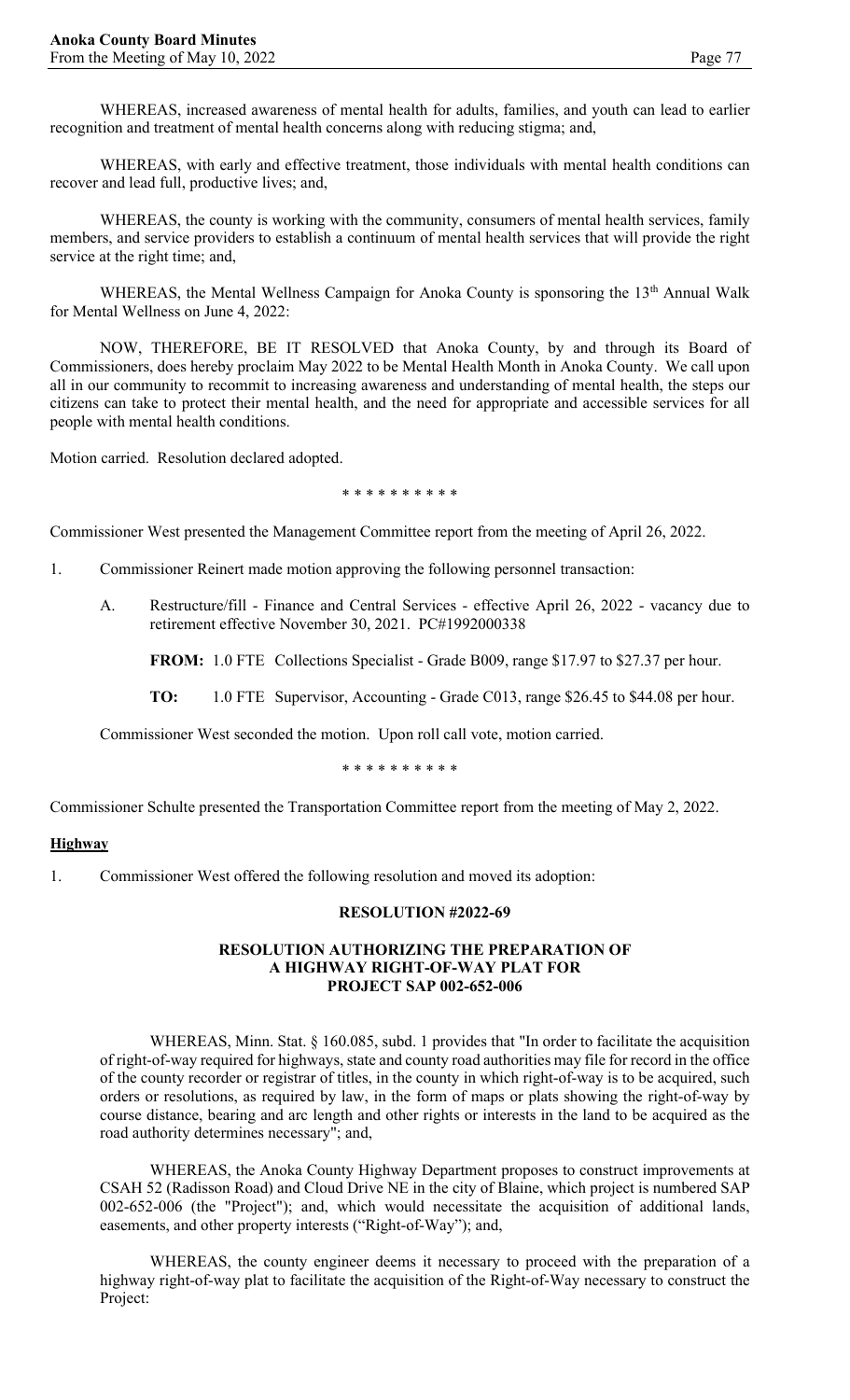WHEREAS, increased awareness of mental health for adults, families, and youth can lead to earlier recognition and treatment of mental health concerns along with reducing stigma; and,

WHEREAS, with early and effective treatment, those individuals with mental health conditions can recover and lead full, productive lives; and,

WHEREAS, the county is working with the community, consumers of mental health services, family members, and service providers to establish a continuum of mental health services that will provide the right service at the right time; and,

WHEREAS, the Mental Wellness Campaign for Anoka County is sponsoring the 13th Annual Walk for Mental Wellness on June 4, 2022:

NOW, THEREFORE, BE IT RESOLVED that Anoka County, by and through its Board of Commissioners, does hereby proclaim May 2022 to be Mental Health Month in Anoka County. We call upon all in our community to recommit to increasing awareness and understanding of mental health, the steps our citizens can take to protect their mental health, and the need for appropriate and accessible services for all people with mental health conditions.

Motion carried. Resolution declared adopted.

\* \* \* \* \* \* \* \* \* \*

Commissioner West presented the Management Committee report from the meeting of April 26, 2022.

1. Commissioner Reinert made motion approving the following personnel transaction:

   A. Restructure/fill - Finance and Central Services - effective April 26, 2022 - vacancy due to retirement effective November 30, 2021. PC#1992000338

      **FROM:** 1.0 FTE Collections Specialist - Grade B009, range $17.97 to $27.37 per hour.

      **TO:** 1.0 FTE Supervisor, Accounting - Grade C013, range $26.45 to $44.08 per hour.

   Commissioner West seconded the motion. Upon roll call vote, motion carried.

\* \* \* \* \* \* \* \* \* \*

Commissioner Schulte presented the Transportation Committee report from the meeting of May 2, 2022.

**Highway**

1. Commissioner West offered the following resolution and moved its adoption:

**RESOLUTION #2022-69**

**RESOLUTION AUTHORIZING THE PREPARATION OF A HIGHWAY RIGHT-OF-WAY PLAT FOR PROJECT SAP 002-652-006**

WHEREAS, Minn. Stat. § 160.085, subd. 1 provides that "In order to facilitate the acquisition of right-of-way required for highways, state and county road authorities may file for record in the office of the county recorder or registrar of titles, in the county in which right-of-way is to be acquired, such orders or resolutions, as required by law, in the form of maps or plats showing the right-of-way by course distance, bearing and arc length and other rights or interests in the land to be acquired as the road authority determines necessary"; and,

WHEREAS, the Anoka County Highway Department proposes to construct improvements at CSAH 52 (Radisson Road) and Cloud Drive NE in the city of Blaine, which project is numbered SAP 002-652-006 (the "Project"); and, which would necessitate the acquisition of additional lands, easements, and other property interests ("Right-of-Way"); and,

WHEREAS, the county engineer deems it necessary to proceed with the preparation of a highway right-of-way plat to facilitate the acquisition of the Right-of-Way necessary to construct the Project: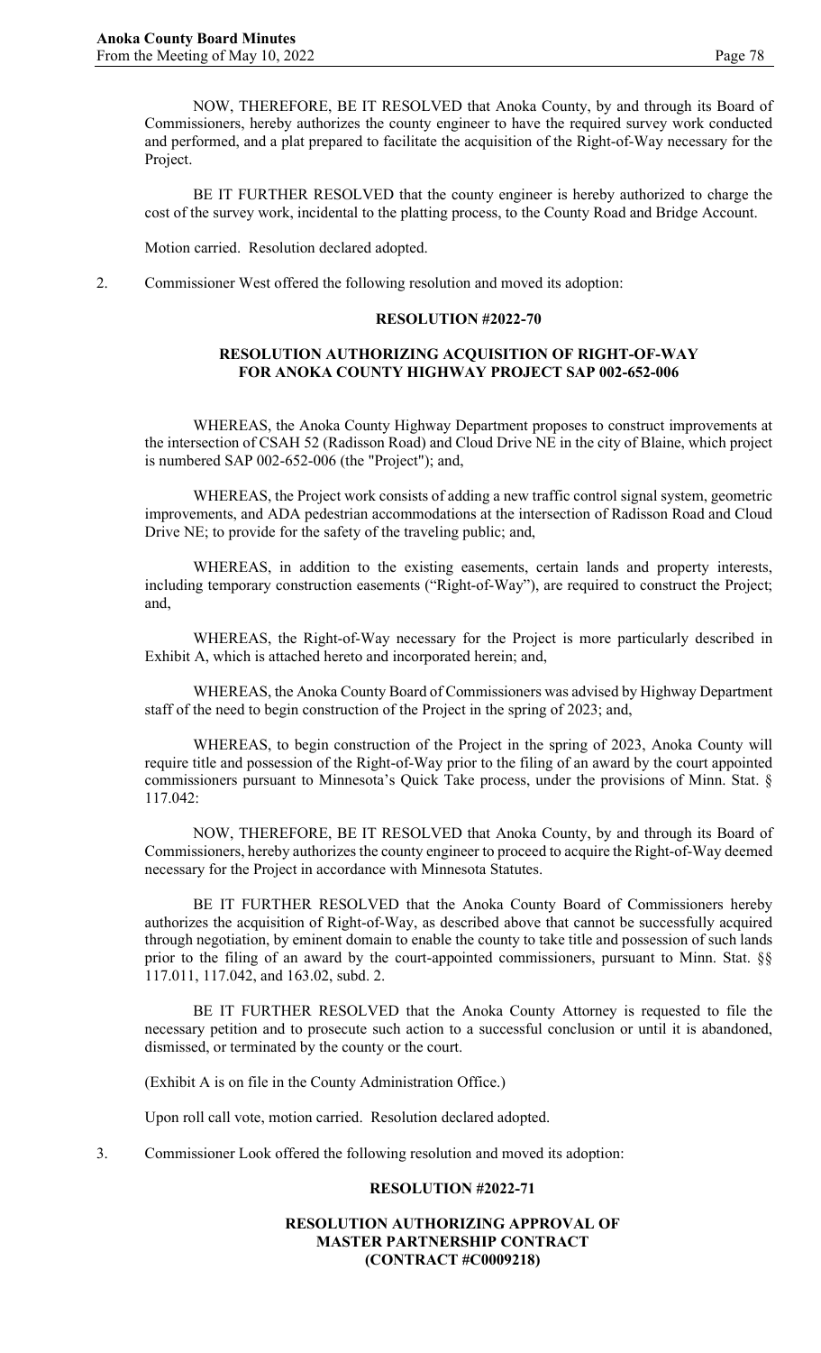NOW, THEREFORE, BE IT RESOLVED that Anoka County, by and through its Board of Commissioners, hereby authorizes the county engineer to have the required survey work conducted and performed, and a plat prepared to facilitate the acquisition of the Right-of-Way necessary for the Project.

BE IT FURTHER RESOLVED that the county engineer is hereby authorized to charge the cost of the survey work, incidental to the platting process, to the County Road and Bridge Account.

Motion carried. Resolution declared adopted.

2. Commissioner West offered the following resolution and moved its adoption:

**RESOLUTION #2022-70**

**RESOLUTION AUTHORIZING ACQUISITION OF RIGHT-OF-WAY FOR ANOKA COUNTY HIGHWAY PROJECT SAP 002-652-006**

WHEREAS, the Anoka County Highway Department proposes to construct improvements at the intersection of CSAH 52 (Radisson Road) and Cloud Drive NE in the city of Blaine, which project is numbered SAP 002-652-006 (the "Project"); and,

WHEREAS, the Project work consists of adding a new traffic control signal system, geometric improvements, and ADA pedestrian accommodations at the intersection of Radisson Road and Cloud Drive NE; to provide for the safety of the traveling public; and,

WHEREAS, in addition to the existing easements, certain lands and property interests, including temporary construction easements ("Right-of-Way"), are required to construct the Project; and,

WHEREAS, the Right-of-Way necessary for the Project is more particularly described in Exhibit A, which is attached hereto and incorporated herein; and,

WHEREAS, the Anoka County Board of Commissioners was advised by Highway Department staff of the need to begin construction of the Project in the spring of 2023; and,

WHEREAS, to begin construction of the Project in the spring of 2023, Anoka County will require title and possession of the Right-of-Way prior to the filing of an award by the court appointed commissioners pursuant to Minnesota's Quick Take process, under the provisions of Minn. Stat. § 117.042:

NOW, THEREFORE, BE IT RESOLVED that Anoka County, by and through its Board of Commissioners, hereby authorizes the county engineer to proceed to acquire the Right-of-Way deemed necessary for the Project in accordance with Minnesota Statutes.

BE IT FURTHER RESOLVED that the Anoka County Board of Commissioners hereby authorizes the acquisition of Right-of-Way, as described above that cannot be successfully acquired through negotiation, by eminent domain to enable the county to take title and possession of such lands prior to the filing of an award by the court-appointed commissioners, pursuant to Minn. Stat. §§ 117.011, 117.042, and 163.02, subd. 2.

BE IT FURTHER RESOLVED that the Anoka County Attorney is requested to file the necessary petition and to prosecute such action to a successful conclusion or until it is abandoned, dismissed, or terminated by the county or the court.

(Exhibit A is on file in the County Administration Office.)

Upon roll call vote, motion carried. Resolution declared adopted.

3. Commissioner Look offered the following resolution and moved its adoption:

**RESOLUTION #2022-71**

**RESOLUTION AUTHORIZING APPROVAL OF MASTER PARTNERSHIP CONTRACT (CONTRACT #C0009218)**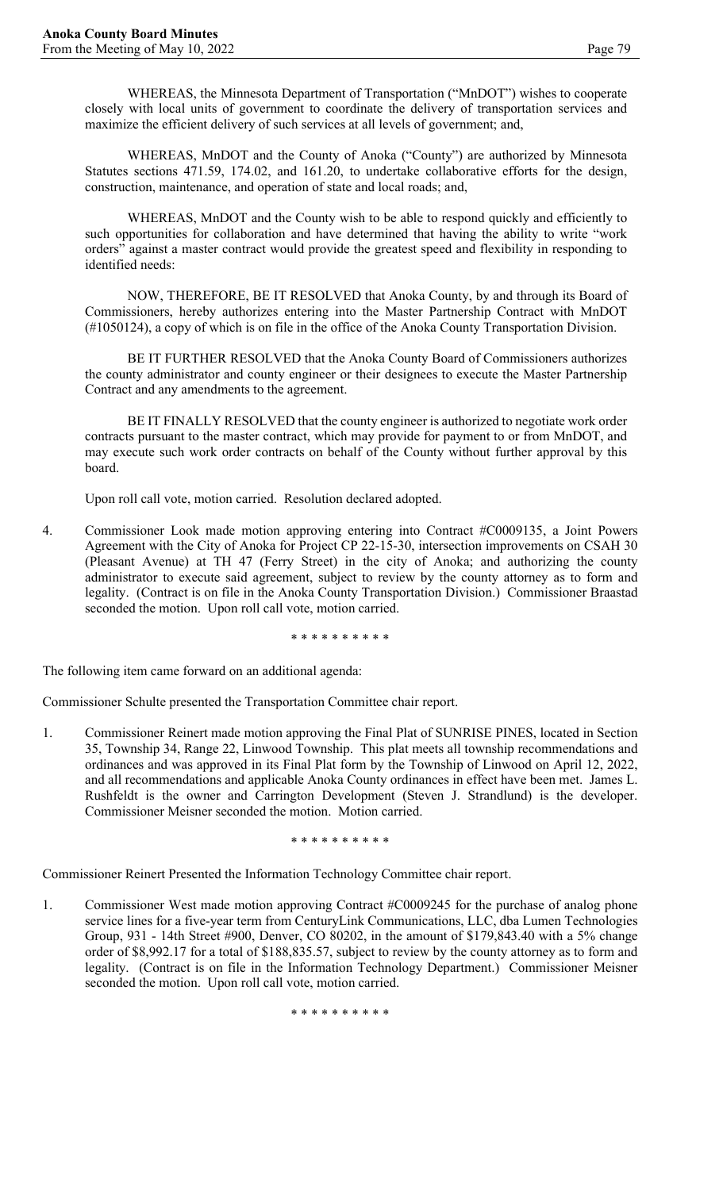WHEREAS, the Minnesota Department of Transportation ("MnDOT") wishes to cooperate closely with local units of government to coordinate the delivery of transportation services and maximize the efficient delivery of such services at all levels of government; and,

WHEREAS, MnDOT and the County of Anoka ("County") are authorized by Minnesota Statutes sections 471.59, 174.02, and 161.20, to undertake collaborative efforts for the design, construction, maintenance, and operation of state and local roads; and,

WHEREAS, MnDOT and the County wish to be able to respond quickly and efficiently to such opportunities for collaboration and have determined that having the ability to write "work orders" against a master contract would provide the greatest speed and flexibility in responding to identified needs:

NOW, THEREFORE, BE IT RESOLVED that Anoka County, by and through its Board of Commissioners, hereby authorizes entering into the Master Partnership Contract with MnDOT (#1050124), a copy of which is on file in the office of the Anoka County Transportation Division.

BE IT FURTHER RESOLVED that the Anoka County Board of Commissioners authorizes the county administrator and county engineer or their designees to execute the Master Partnership Contract and any amendments to the agreement.

BE IT FINALLY RESOLVED that the county engineer is authorized to negotiate work order contracts pursuant to the master contract, which may provide for payment to or from MnDOT, and may execute such work order contracts on behalf of the County without further approval by this board.

Upon roll call vote, motion carried. Resolution declared adopted.

4. Commissioner Look made motion approving entering into Contract #C0009135, a Joint Powers Agreement with the City of Anoka for Project CP 22-15-30, intersection improvements on CSAH 30 (Pleasant Avenue) at TH 47 (Ferry Street) in the city of Anoka; and authorizing the county administrator to execute said agreement, subject to review by the county attorney as to form and legality. (Contract is on file in the Anoka County Transportation Division.) Commissioner Braastad seconded the motion. Upon roll call vote, motion carried.

\* \* \* \* \* \* \* \* \* \*

The following item came forward on an additional agenda:

Commissioner Schulte presented the Transportation Committee chair report.

1. Commissioner Reinert made motion approving the Final Plat of SUNRISE PINES, located in Section 35, Township 34, Range 22, Linwood Township. This plat meets all township recommendations and ordinances and was approved in its Final Plat form by the Township of Linwood on April 12, 2022, and all recommendations and applicable Anoka County ordinances in effect have been met. James L. Rushfeldt is the owner and Carrington Development (Steven J. Strandlund) is the developer. Commissioner Meisner seconded the motion. Motion carried.

\* \* \* \* \* \* \* \* \* \*

Commissioner Reinert Presented the Information Technology Committee chair report.

1. Commissioner West made motion approving Contract #C0009245 for the purchase of analog phone service lines for a five-year term from CenturyLink Communications, LLC, dba Lumen Technologies Group, 931 - 14th Street #900, Denver, CO 80202, in the amount of $179,843.40 with a 5% change order of $8,992.17 for a total of $188,835.57, subject to review by the county attorney as to form and legality. (Contract is on file in the Information Technology Department.) Commissioner Meisner seconded the motion. Upon roll call vote, motion carried.

\* \* \* \* \* \* \* \* \* \*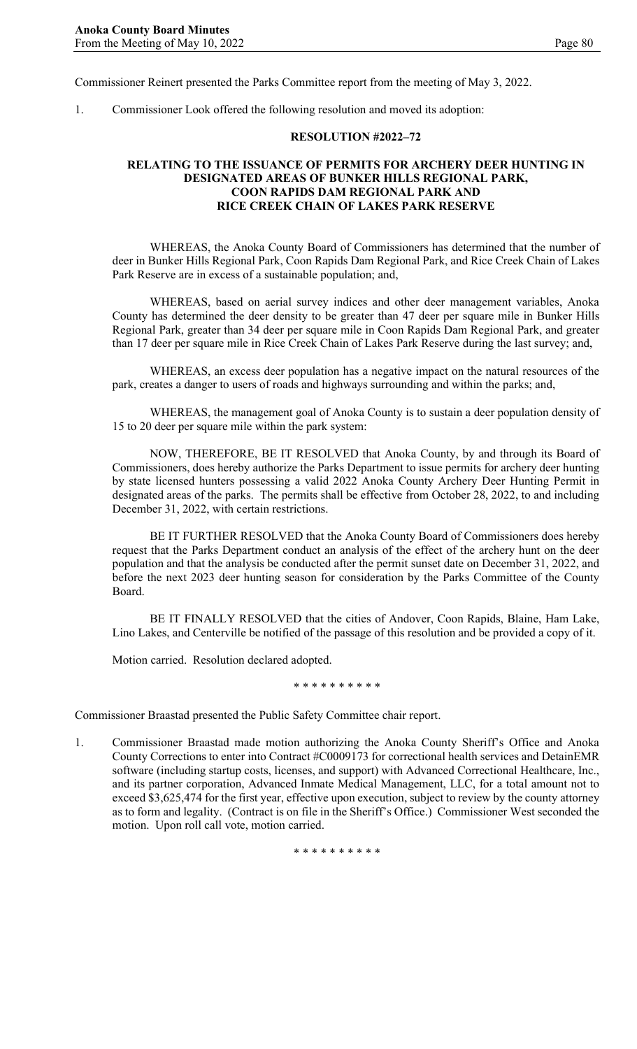Commissioner Reinert presented the Parks Committee report from the meeting of May 3, 2022.

1. Commissioner Look offered the following resolution and moved its adoption:

**RESOLUTION #2022–72**

**RELATING TO THE ISSUANCE OF PERMITS FOR ARCHERY DEER HUNTING IN DESIGNATED AREAS OF BUNKER HILLS REGIONAL PARK, COON RAPIDS DAM REGIONAL PARK AND RICE CREEK CHAIN OF LAKES PARK RESERVE**

WHEREAS, the Anoka County Board of Commissioners has determined that the number of deer in Bunker Hills Regional Park, Coon Rapids Dam Regional Park, and Rice Creek Chain of Lakes Park Reserve are in excess of a sustainable population; and,

WHEREAS, based on aerial survey indices and other deer management variables, Anoka County has determined the deer density to be greater than 47 deer per square mile in Bunker Hills Regional Park, greater than 34 deer per square mile in Coon Rapids Dam Regional Park, and greater than 17 deer per square mile in Rice Creek Chain of Lakes Park Reserve during the last survey; and,

WHEREAS, an excess deer population has a negative impact on the natural resources of the park, creates a danger to users of roads and highways surrounding and within the parks; and,

WHEREAS, the management goal of Anoka County is to sustain a deer population density of 15 to 20 deer per square mile within the park system:

NOW, THEREFORE, BE IT RESOLVED that Anoka County, by and through its Board of Commissioners, does hereby authorize the Parks Department to issue permits for archery deer hunting by state licensed hunters possessing a valid 2022 Anoka County Archery Deer Hunting Permit in designated areas of the parks. The permits shall be effective from October 28, 2022, to and including December 31, 2022, with certain restrictions.

BE IT FURTHER RESOLVED that the Anoka County Board of Commissioners does hereby request that the Parks Department conduct an analysis of the effect of the archery hunt on the deer population and that the analysis be conducted after the permit sunset date on December 31, 2022, and before the next 2023 deer hunting season for consideration by the Parks Committee of the County Board.

BE IT FINALLY RESOLVED that the cities of Andover, Coon Rapids, Blaine, Ham Lake, Lino Lakes, and Centerville be notified of the passage of this resolution and be provided a copy of it.

Motion carried. Resolution declared adopted.

\* \* \* \* \* \* \* \* \* \*

Commissioner Braastad presented the Public Safety Committee chair report.

1. Commissioner Braastad made motion authorizing the Anoka County Sheriff's Office and Anoka County Corrections to enter into Contract #C0009173 for correctional health services and DetainEMR software (including startup costs, licenses, and support) with Advanced Correctional Healthcare, Inc., and its partner corporation, Advanced Inmate Medical Management, LLC, for a total amount not to exceed $3,625,474 for the first year, effective upon execution, subject to review by the county attorney as to form and legality. (Contract is on file in the Sheriff's Office.) Commissioner West seconded the motion. Upon roll call vote, motion carried.

\* \* \* \* \* \* \* \* \* \*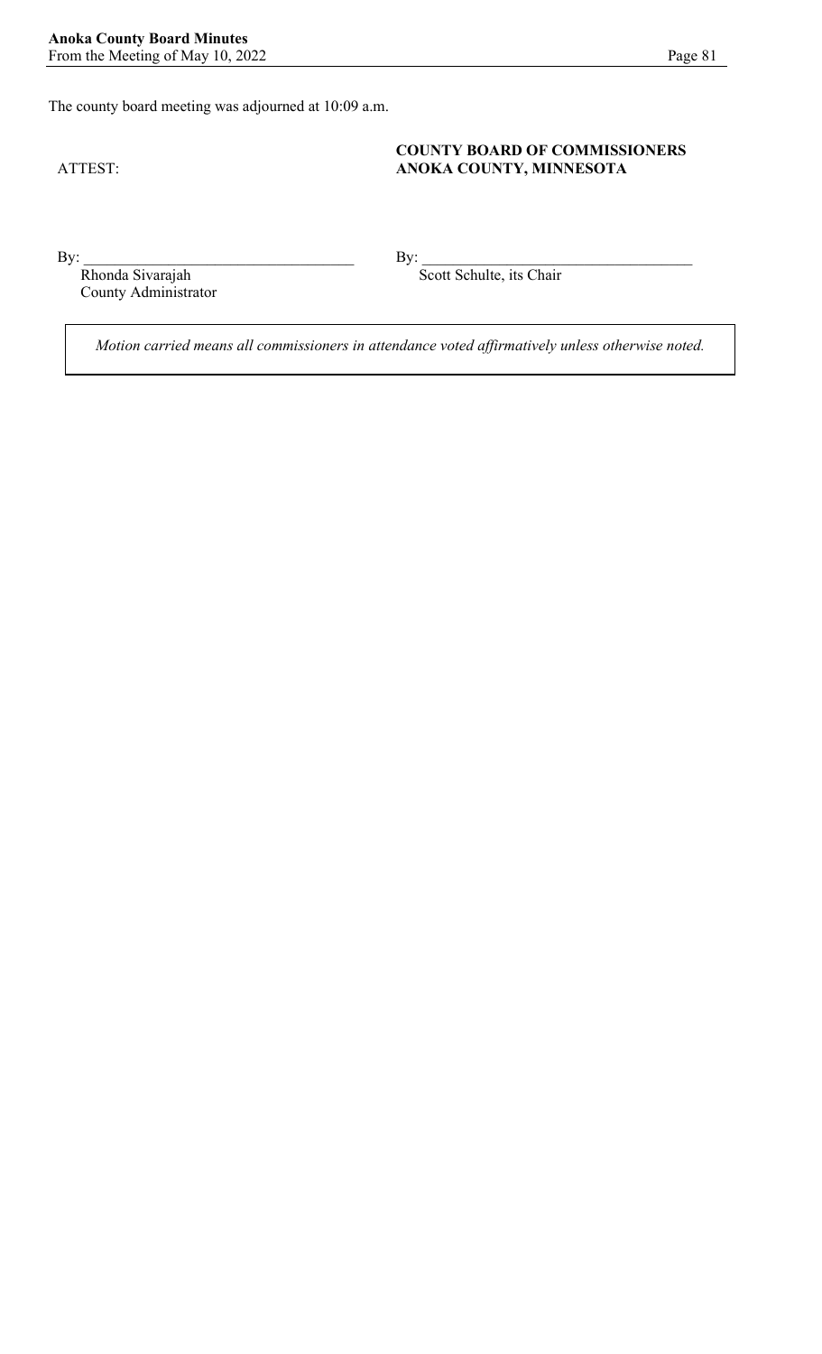The county board meeting was adjourned at 10:09 a.m.

| | |
|---|---|
| ATTEST: | **COUNTY BOARD OF COMMISSIONERS ANOKA COUNTY, MINNESOTA** |
| By: ___________________________________ | By: ___________________________________ |
| Rhonda Sivarajah<br>County Administrator | Scott Schulte, its Chair |

*Motion carried means all commissioners in attendance voted affirmatively unless otherwise noted.*